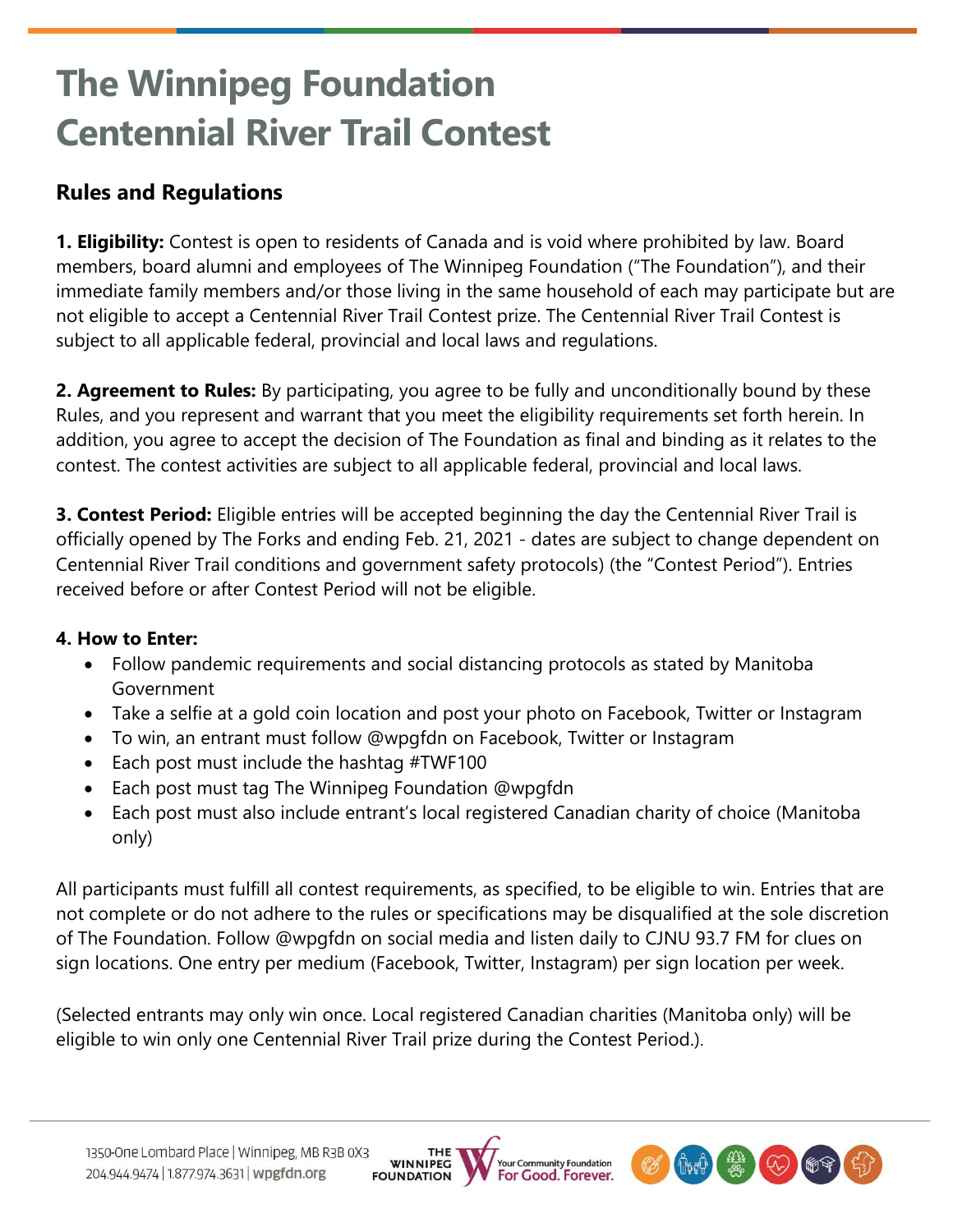# The Winnipeg Foundation Centennial River Trail Contest

## Rules and Regulations

**1. Eligibility:** Contest is open to residents of Canada and is void where prohibited by law. Board members, board alumni and employees of The Winnipeg Foundation ("The Foundation"), and their immediate family members and/or those living in the same household of each may participate but are not eligible to accept a Centennial River Trail Contest prize. The Centennial River Trail Contest is subject to all applicable federal, provincial and local laws and regulations.

**2. Agreement to Rules:** By participating, you agree to be fully and unconditionally bound by these Rules, and you represent and warrant that you meet the eligibility requirements set forth herein. In addition, you agree to accept the decision of The Foundation as final and binding as it relates to the contest. The contest activities are subject to all applicable federal, provincial and local laws.

**3. Contest Period:** Eligible entries will be accepted beginning the day the Centennial River Trail is officially opened by The Forks and ending Feb. 21, 2021 - dates are subject to change dependent on Centennial River Trail conditions and government safety protocols) (the "Contest Period"). Entries received before or after Contest Period will not be eligible.

**4. How to Enter:**

- Follow pandemic requirements and social distancing protocols as stated by Manitoba Government
- Take a selfie at a gold coin location and post your photo on Facebook, Twitter or Instagram
- To win, an entrant must follow @wpgfdn on Facebook, Twitter or Instagram
- Each post must include the hashtag #TWF100
- Each post must tag The Winnipeg Foundation @wpgfdn
- Each post must also include entrant's local registered Canadian charity of choice (Manitoba only)

All participants must fulfill all contest requirements, as specified, to be eligible to win. Entries that are not complete or do not adhere to the rules or specifications may be disqualified at the sole discretion of The Foundation. Follow @wpgfdn on social media and listen daily to CJNU 93.7 FM for clues on sign locations. One entry per medium (Facebook, Twitter, Instagram) per sign location per week.

(Selected entrants may only win once. Local registered Canadian charities (Manitoba only) will be eligible to win only one Centennial River Trail prize during the Contest Period.).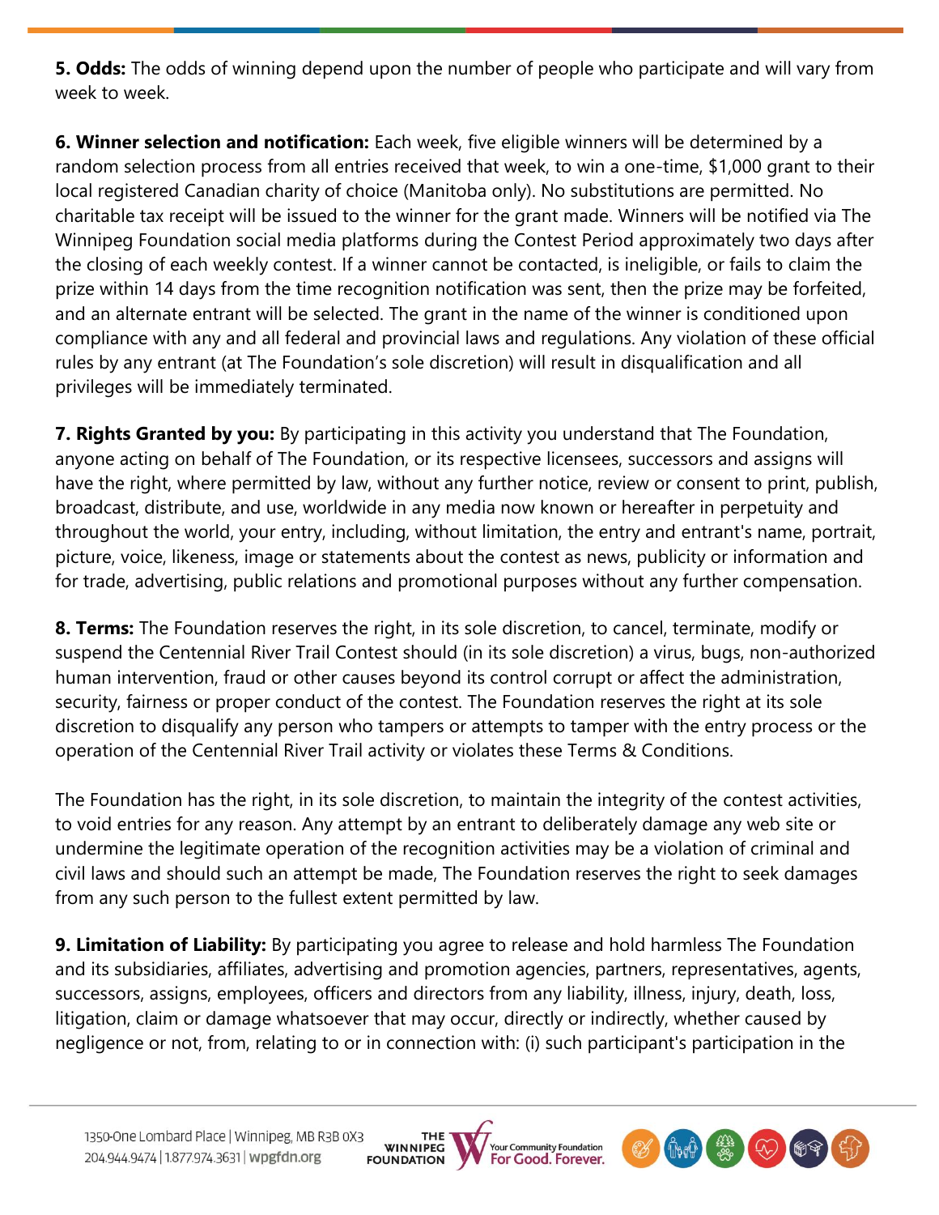**5. Odds:** The odds of winning depend upon the number of people who participate and will vary from week to week.

**6. Winner selection and notification:** Each week, five eligible winners will be determined by a random selection process from all entries received that week, to win a one-time, $1,000 grant to their local registered Canadian charity of choice (Manitoba only). No substitutions are permitted. No charitable tax receipt will be issued to the winner for the grant made. Winners will be notified via The Winnipeg Foundation social media platforms during the Contest Period approximately two days after the closing of each weekly contest. If a winner cannot be contacted, is ineligible, or fails to claim the prize within 14 days from the time recognition notification was sent, then the prize may be forfeited, and an alternate entrant will be selected. The grant in the name of the winner is conditioned upon compliance with any and all federal and provincial laws and regulations. Any violation of these official rules by any entrant (at The Foundation's sole discretion) will result in disqualification and all privileges will be immediately terminated.

**7. Rights Granted by you:** By participating in this activity you understand that The Foundation, anyone acting on behalf of The Foundation, or its respective licensees, successors and assigns will have the right, where permitted by law, without any further notice, review or consent to print, publish, broadcast, distribute, and use, worldwide in any media now known or hereafter in perpetuity and throughout the world, your entry, including, without limitation, the entry and entrant's name, portrait, picture, voice, likeness, image or statements about the contest as news, publicity or information and for trade, advertising, public relations and promotional purposes without any further compensation.

**8. Terms:** The Foundation reserves the right, in its sole discretion, to cancel, terminate, modify or suspend the Centennial River Trail Contest should (in its sole discretion) a virus, bugs, non-authorized human intervention, fraud or other causes beyond its control corrupt or affect the administration, security, fairness or proper conduct of the contest. The Foundation reserves the right at its sole discretion to disqualify any person who tampers or attempts to tamper with the entry process or the operation of the Centennial River Trail activity or violates these Terms & Conditions.

The Foundation has the right, in its sole discretion, to maintain the integrity of the contest activities, to void entries for any reason. Any attempt by an entrant to deliberately damage any web site or undermine the legitimate operation of the recognition activities may be a violation of criminal and civil laws and should such an attempt be made, The Foundation reserves the right to seek damages from any such person to the fullest extent permitted by law.

**9. Limitation of Liability:** By participating you agree to release and hold harmless The Foundation and its subsidiaries, affiliates, advertising and promotion agencies, partners, representatives, agents, successors, assigns, employees, officers and directors from any liability, illness, injury, death, loss, litigation, claim or damage whatsoever that may occur, directly or indirectly, whether caused by negligence or not, from, relating to or in connection with: (i) such participant's participation in the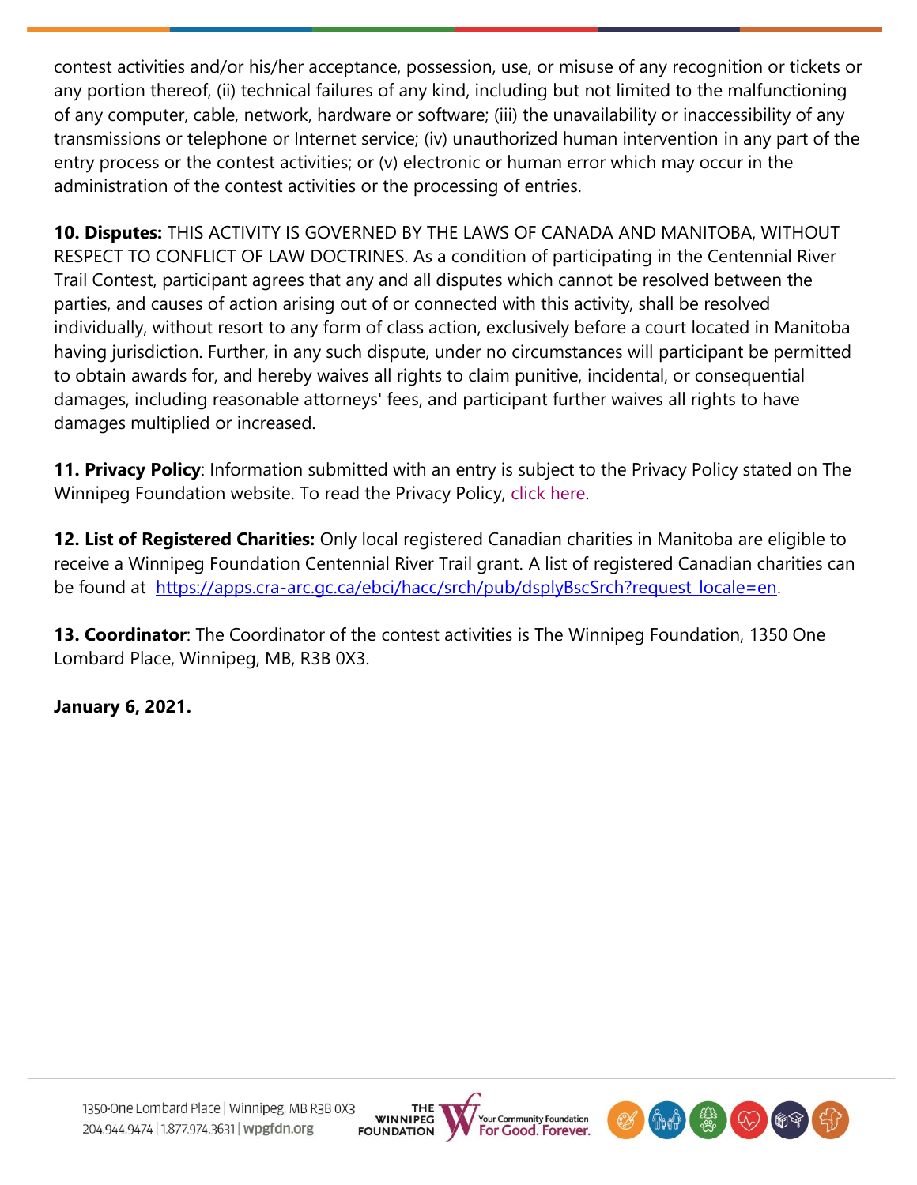contest activities and/or his/her acceptance, possession, use, or misuse of any recognition or tickets or any portion thereof, (ii) technical failures of any kind, including but not limited to the malfunctioning of any computer, cable, network, hardware or software; (iii) the unavailability or inaccessibility of any transmissions or telephone or Internet service; (iv) unauthorized human intervention in any part of the entry process or the contest activities; or (v) electronic or human error which may occur in the administration of the contest activities or the processing of entries.

**10. Disputes:** THIS ACTIVITY IS GOVERNED BY THE LAWS OF CANADA AND MANITOBA, WITHOUT RESPECT TO CONFLICT OF LAW DOCTRINES. As a condition of participating in the Centennial River Trail Contest, participant agrees that any and all disputes which cannot be resolved between the parties, and causes of action arising out of or connected with this activity, shall be resolved individually, without resort to any form of class action, exclusively before a court located in Manitoba having jurisdiction. Further, in any such dispute, under no circumstances will participant be permitted to obtain awards for, and hereby waives all rights to claim punitive, incidental, or consequential damages, including reasonable attorneys' fees, and participant further waives all rights to have damages multiplied or increased.

**11. Privacy Policy**: Information submitted with an entry is subject to the Privacy Policy stated on The Winnipeg Foundation website. To read the Privacy Policy, click here.

**12. List of Registered Charities:** Only local registered Canadian charities in Manitoba are eligible to receive a Winnipeg Foundation Centennial River Trail grant. A list of registered Canadian charities can be found at https://apps.cra-arc.gc.ca/ebci/hacc/srch/pub/dsplyBscSrch?request_locale=en.

**13. Coordinator**: The Coordinator of the contest activities is The Winnipeg Foundation, 1350 One Lombard Place, Winnipeg, MB, R3B 0X3.

**January 6, 2021.**